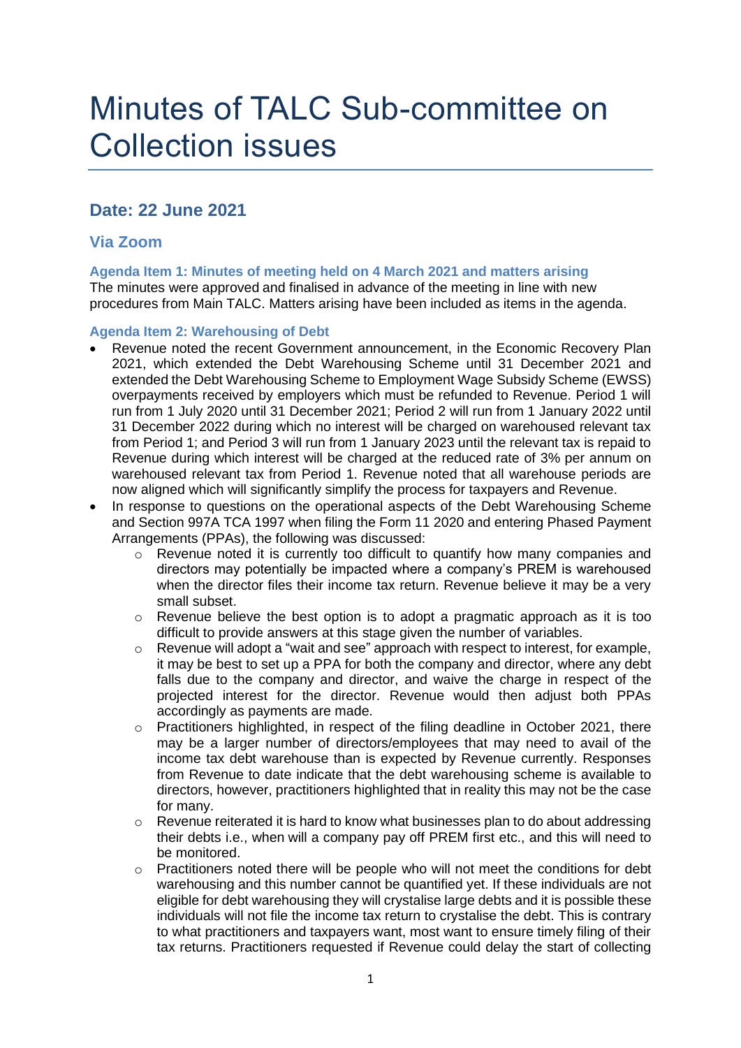# Minutes of TALC Sub-committee on Collection issues

## Date: 22 June 2021

## Via Zoom

### Agenda Item 1: Minutes of meeting held on 4 March 2021 and matters arising

The minutes were approved and finalised in advance of the meeting in line with new procedures from Main TALC. Matters arising have been included as items in the agenda.

### Agenda Item 2: Warehousing of Debt

- Revenue noted the recent Government announcement, in the Economic Recovery Plan 2021, which extended the Debt Warehousing Scheme until 31 December 2021 and extended the Debt Warehousing Scheme to Employment Wage Subsidy Scheme (EWSS) overpayments received by employers which must be refunded to Revenue. Period 1 will run from 1 July 2020 until 31 December 2021; Period 2 will run from 1 January 2022 until 31 December 2022 during which no interest will be charged on warehoused relevant tax from Period 1; and Period 3 will run from 1 January 2023 until the relevant tax is repaid to Revenue during which interest will be charged at the reduced rate of 3% per annum on warehoused relevant tax from Period 1. Revenue noted that all warehouse periods are now aligned which will significantly simplify the process for taxpayers and Revenue.
- In response to questions on the operational aspects of the Debt Warehousing Scheme and Section 997A TCA 1997 when filing the Form 11 2020 and entering Phased Payment Arrangements (PPAs), the following was discussed:
    - Revenue noted it is currently too difficult to quantify how many companies and directors may potentially be impacted where a company's PREM is warehoused when the director files their income tax return. Revenue believe it may be a very small subset.
    - Revenue believe the best option is to adopt a pragmatic approach as it is too difficult to provide answers at this stage given the number of variables.
    - Revenue will adopt a "wait and see" approach with respect to interest, for example, it may be best to set up a PPA for both the company and director, where any debt falls due to the company and director, and waive the charge in respect of the projected interest for the director. Revenue would then adjust both PPAs accordingly as payments are made.
    - Practitioners highlighted, in respect of the filing deadline in October 2021, there may be a larger number of directors/employees that may need to avail of the income tax debt warehouse than is expected by Revenue currently. Responses from Revenue to date indicate that the debt warehousing scheme is available to directors, however, practitioners highlighted that in reality this may not be the case for many.
    - Revenue reiterated it is hard to know what businesses plan to do about addressing their debts i.e., when will a company pay off PREM first etc., and this will need to be monitored.
    - Practitioners noted there will be people who will not meet the conditions for debt warehousing and this number cannot be quantified yet. If these individuals are not eligible for debt warehousing they will crystalise large debts and it is possible these individuals will not file the income tax return to crystalise the debt. This is contrary to what practitioners and taxpayers want, most want to ensure timely filing of their tax returns. Practitioners requested if Revenue could delay the start of collecting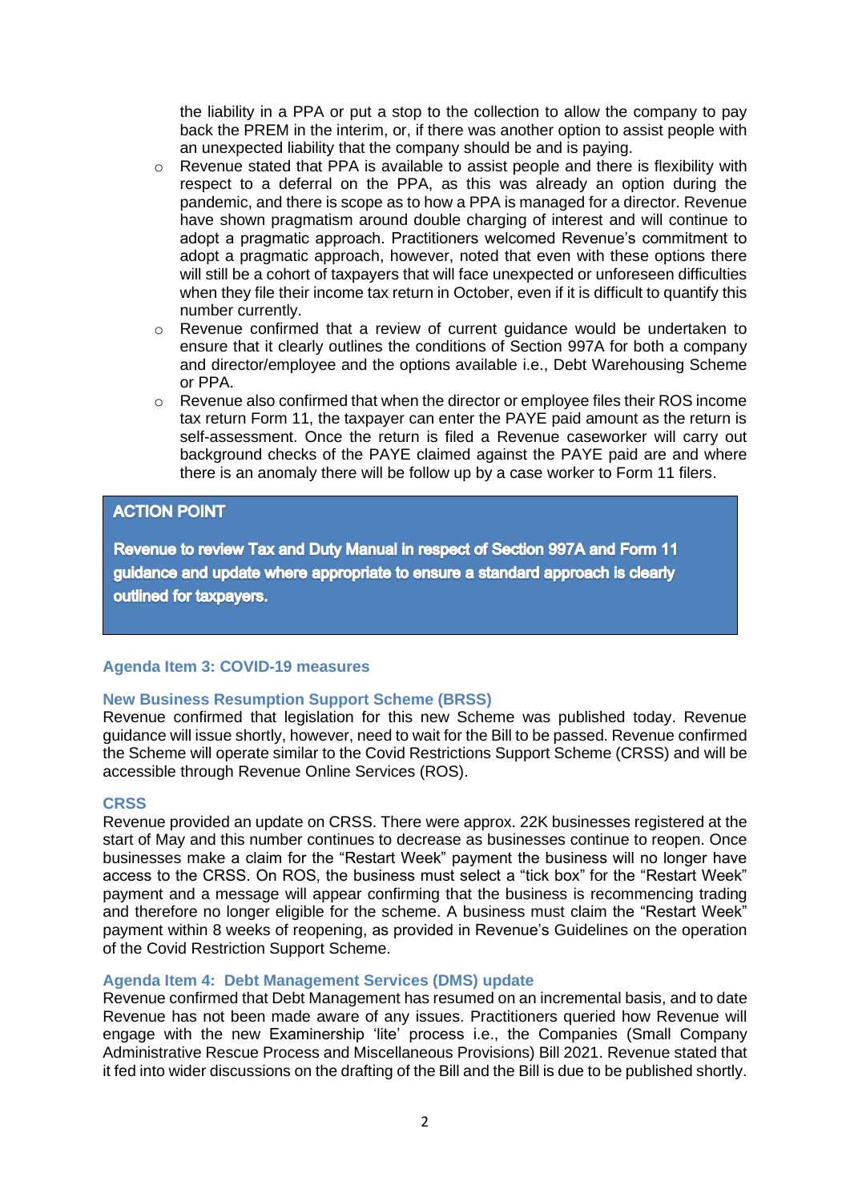the liability in a PPA or put a stop to the collection to allow the company to pay back the PREM in the interim, or, if there was another option to assist people with an unexpected liability that the company should be and is paying.

- Revenue stated that PPA is available to assist people and there is flexibility with respect to a deferral on the PPA, as this was already an option during the pandemic, and there is scope as to how a PPA is managed for a director. Revenue have shown pragmatism around double charging of interest and will continue to adopt a pragmatic approach. Practitioners welcomed Revenue's commitment to adopt a pragmatic approach, however, noted that even with these options there will still be a cohort of taxpayers that will face unexpected or unforeseen difficulties when they file their income tax return in October, even if it is difficult to quantify this number currently.
- Revenue confirmed that a review of current guidance would be undertaken to ensure that it clearly outlines the conditions of Section 997A for both a company and director/employee and the options available i.e., Debt Warehousing Scheme or PPA.
- Revenue also confirmed that when the director or employee files their ROS income tax return Form 11, the taxpayer can enter the PAYE paid amount as the return is self-assessment. Once the return is filed a Revenue caseworker will carry out background checks of the PAYE claimed against the PAYE paid are and where there is an anomaly there will be follow up by a case worker to Form 11 filers.

**ACTION POINT**

**Revenue to review Tax and Duty Manual in respect of Section 997A and Form 11 guidance and update where appropriate to ensure a standard approach is clearly outlined for taxpayers.**

### Agenda Item 3: COVID-19 measures

#### New Business Resumption Support Scheme (BRSS)

Revenue confirmed that legislation for this new Scheme was published today. Revenue guidance will issue shortly, however, need to wait for the Bill to be passed. Revenue confirmed the Scheme will operate similar to the Covid Restrictions Support Scheme (CRSS) and will be accessible through Revenue Online Services (ROS).

#### CRSS

Revenue provided an update on CRSS. There were approx. 22K businesses registered at the start of May and this number continues to decrease as businesses continue to reopen. Once businesses make a claim for the "Restart Week" payment the business will no longer have access to the CRSS. On ROS, the business must select a "tick box" for the "Restart Week" payment and a message will appear confirming that the business is recommencing trading and therefore no longer eligible for the scheme. A business must claim the "Restart Week" payment within 8 weeks of reopening, as provided in Revenue's Guidelines on the operation of the Covid Restriction Support Scheme.

### Agenda Item 4: Debt Management Services (DMS) update

Revenue confirmed that Debt Management has resumed on an incremental basis, and to date Revenue has not been made aware of any issues. Practitioners queried how Revenue will engage with the new Examinership 'lite' process i.e., the Companies (Small Company Administrative Rescue Process and Miscellaneous Provisions) Bill 2021. Revenue stated that it fed into wider discussions on the drafting of the Bill and the Bill is due to be published shortly.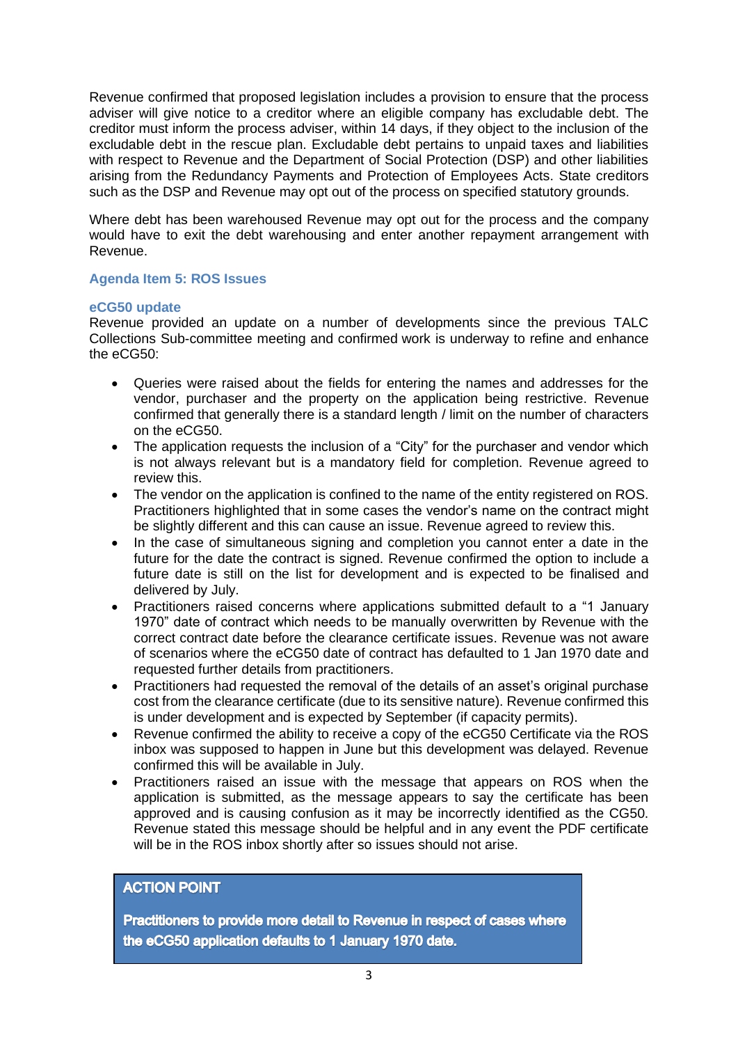Revenue confirmed that proposed legislation includes a provision to ensure that the process adviser will give notice to a creditor where an eligible company has excludable debt. The creditor must inform the process adviser, within 14 days, if they object to the inclusion of the excludable debt in the rescue plan. Excludable debt pertains to unpaid taxes and liabilities with respect to Revenue and the Department of Social Protection (DSP) and other liabilities arising from the Redundancy Payments and Protection of Employees Acts. State creditors such as the DSP and Revenue may opt out of the process on specified statutory grounds.

Where debt has been warehoused Revenue may opt out for the process and the company would have to exit the debt warehousing and enter another repayment arrangement with Revenue.

### Agenda Item 5: ROS Issues

#### eCG50 update

Revenue provided an update on a number of developments since the previous TALC Collections Sub-committee meeting and confirmed work is underway to refine and enhance the eCG50:

- Queries were raised about the fields for entering the names and addresses for the vendor, purchaser and the property on the application being restrictive. Revenue confirmed that generally there is a standard length / limit on the number of characters on the eCG50.
- The application requests the inclusion of a "City" for the purchaser and vendor which is not always relevant but is a mandatory field for completion. Revenue agreed to review this.
- The vendor on the application is confined to the name of the entity registered on ROS. Practitioners highlighted that in some cases the vendor's name on the contract might be slightly different and this can cause an issue. Revenue agreed to review this.
- In the case of simultaneous signing and completion you cannot enter a date in the future for the date the contract is signed. Revenue confirmed the option to include a future date is still on the list for development and is expected to be finalised and delivered by July.
- Practitioners raised concerns where applications submitted default to a "1 January 1970" date of contract which needs to be manually overwritten by Revenue with the correct contract date before the clearance certificate issues. Revenue was not aware of scenarios where the eCG50 date of contract has defaulted to 1 Jan 1970 date and requested further details from practitioners.
- Practitioners had requested the removal of the details of an asset's original purchase cost from the clearance certificate (due to its sensitive nature). Revenue confirmed this is under development and is expected by September (if capacity permits).
- Revenue confirmed the ability to receive a copy of the eCG50 Certificate via the ROS inbox was supposed to happen in June but this development was delayed. Revenue confirmed this will be available in July.
- Practitioners raised an issue with the message that appears on ROS when the application is submitted, as the message appears to say the certificate has been approved and is causing confusion as it may be incorrectly identified as the CG50. Revenue stated this message should be helpful and in any event the PDF certificate will be in the ROS inbox shortly after so issues should not arise.

**ACTION POINT**

**Practitioners to provide more detail to Revenue in respect of cases where the eCG50 application defaults to 1 January 1970 date.**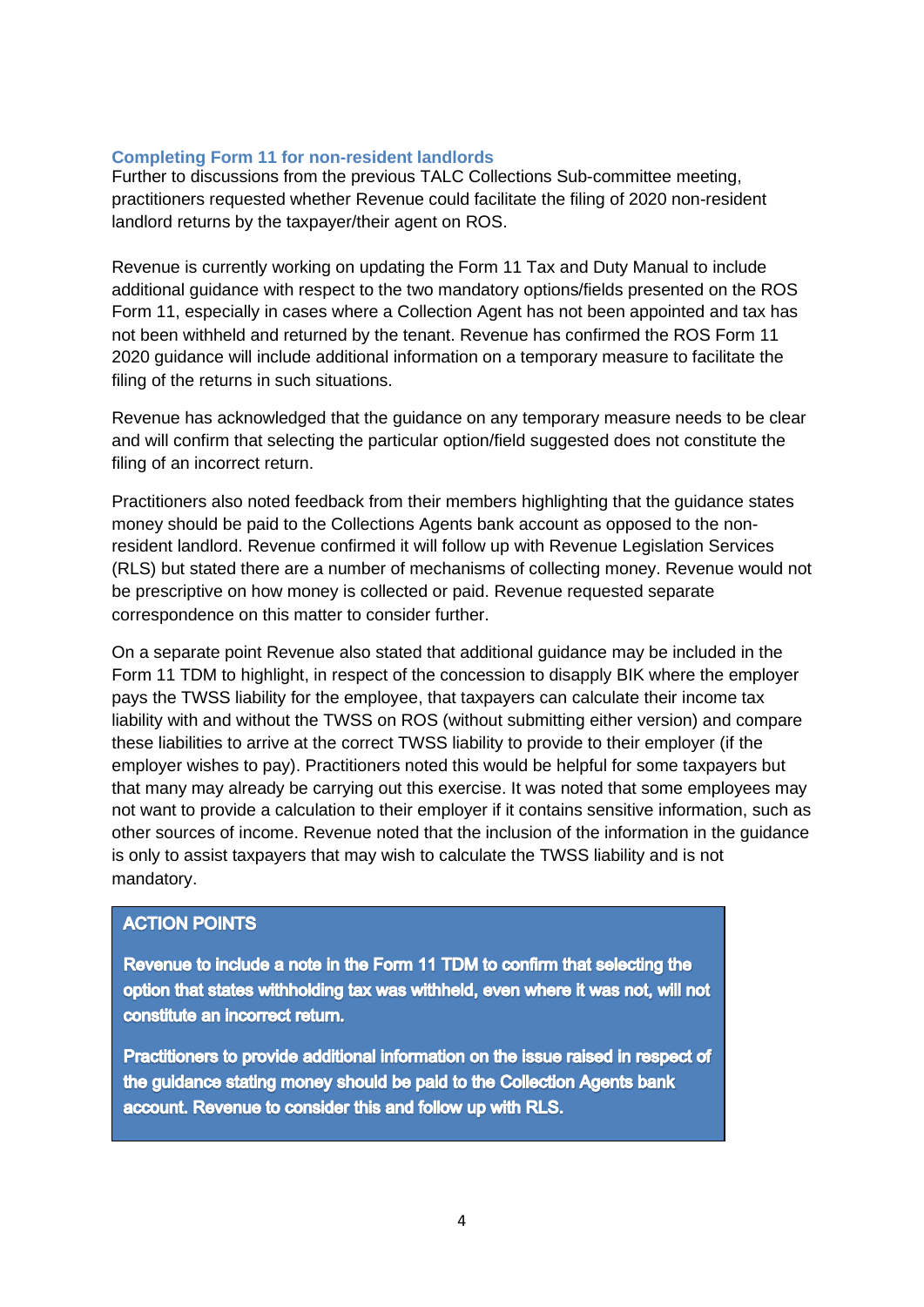### Completing Form 11 for non-resident landlords

Further to discussions from the previous TALC Collections Sub-committee meeting, practitioners requested whether Revenue could facilitate the filing of 2020 non-resident landlord returns by the taxpayer/their agent on ROS.

Revenue is currently working on updating the Form 11 Tax and Duty Manual to include additional guidance with respect to the two mandatory options/fields presented on the ROS Form 11, especially in cases where a Collection Agent has not been appointed and tax has not been withheld and returned by the tenant. Revenue has confirmed the ROS Form 11 2020 guidance will include additional information on a temporary measure to facilitate the filing of the returns in such situations.

Revenue has acknowledged that the guidance on any temporary measure needs to be clear and will confirm that selecting the particular option/field suggested does not constitute the filing of an incorrect return.

Practitioners also noted feedback from their members highlighting that the guidance states money should be paid to the Collections Agents bank account as opposed to the non-resident landlord. Revenue confirmed it will follow up with Revenue Legislation Services (RLS) but stated there are a number of mechanisms of collecting money. Revenue would not be prescriptive on how money is collected or paid. Revenue requested separate correspondence on this matter to consider further.

On a separate point Revenue also stated that additional guidance may be included in the Form 11 TDM to highlight, in respect of the concession to disapply BIK where the employer pays the TWSS liability for the employee, that taxpayers can calculate their income tax liability with and without the TWSS on ROS (without submitting either version) and compare these liabilities to arrive at the correct TWSS liability to provide to their employer (if the employer wishes to pay). Practitioners noted this would be helpful for some taxpayers but that many may already be carrying out this exercise. It was noted that some employees may not want to provide a calculation to their employer if it contains sensitive information, such as other sources of income. Revenue noted that the inclusion of the information in the guidance is only to assist taxpayers that may wish to calculate the TWSS liability and is not mandatory.

**ACTION POINTS**

**Revenue to include a note in the Form 11 TDM to confirm that selecting the option that states withholding tax was withheld, even where it was not, will not constitute an incorrect return.**

**Practitioners to provide additional information on the issue raised in respect of the guidance stating money should be paid to the Collection Agents bank account. Revenue to consider this and follow up with RLS.**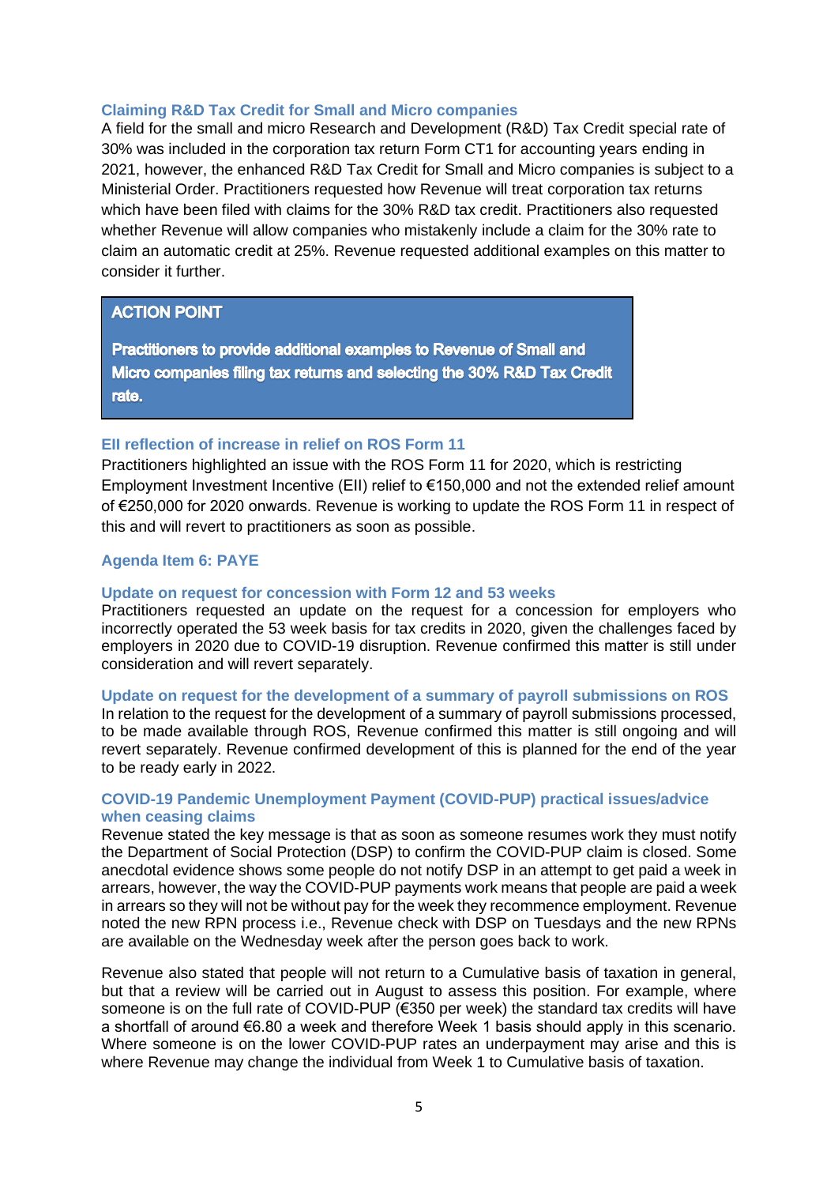### Claiming R&D Tax Credit for Small and Micro companies

A field for the small and micro Research and Development (R&D) Tax Credit special rate of 30% was included in the corporation tax return Form CT1 for accounting years ending in 2021, however, the enhanced R&D Tax Credit for Small and Micro companies is subject to a Ministerial Order. Practitioners requested how Revenue will treat corporation tax returns which have been filed with claims for the 30% R&D tax credit. Practitioners also requested whether Revenue will allow companies who mistakenly include a claim for the 30% rate to claim an automatic credit at 25%. Revenue requested additional examples on this matter to consider it further.

> **ACTION POINT**
>
> **Practitioners to provide additional examples to Revenue of Small and Micro companies filing tax returns and selecting the 30% R&D Tax Credit rate.**

### EII reflection of increase in relief on ROS Form 11

Practitioners highlighted an issue with the ROS Form 11 for 2020, which is restricting Employment Investment Incentive (EII) relief to €150,000 and not the extended relief amount of €250,000 for 2020 onwards. Revenue is working to update the ROS Form 11 in respect of this and will revert to practitioners as soon as possible.

## Agenda Item 6: PAYE

### Update on request for concession with Form 12 and 53 weeks

Practitioners requested an update on the request for a concession for employers who incorrectly operated the 53 week basis for tax credits in 2020, given the challenges faced by employers in 2020 due to COVID-19 disruption. Revenue confirmed this matter is still under consideration and will revert separately.

### Update on request for the development of a summary of payroll submissions on ROS

In relation to the request for the development of a summary of payroll submissions processed, to be made available through ROS, Revenue confirmed this matter is still ongoing and will revert separately. Revenue confirmed development of this is planned for the end of the year to be ready early in 2022.

### COVID-19 Pandemic Unemployment Payment (COVID-PUP) practical issues/advice when ceasing claims

Revenue stated the key message is that as soon as someone resumes work they must notify the Department of Social Protection (DSP) to confirm the COVID-PUP claim is closed. Some anecdotal evidence shows some people do not notify DSP in an attempt to get paid a week in arrears, however, the way the COVID-PUP payments work means that people are paid a week in arrears so they will not be without pay for the week they recommence employment. Revenue noted the new RPN process i.e., Revenue check with DSP on Tuesdays and the new RPNs are available on the Wednesday week after the person goes back to work.

Revenue also stated that people will not return to a Cumulative basis of taxation in general, but that a review will be carried out in August to assess this position. For example, where someone is on the full rate of COVID-PUP (€350 per week) the standard tax credits will have a shortfall of around €6.80 a week and therefore Week 1 basis should apply in this scenario. Where someone is on the lower COVID-PUP rates an underpayment may arise and this is where Revenue may change the individual from Week 1 to Cumulative basis of taxation.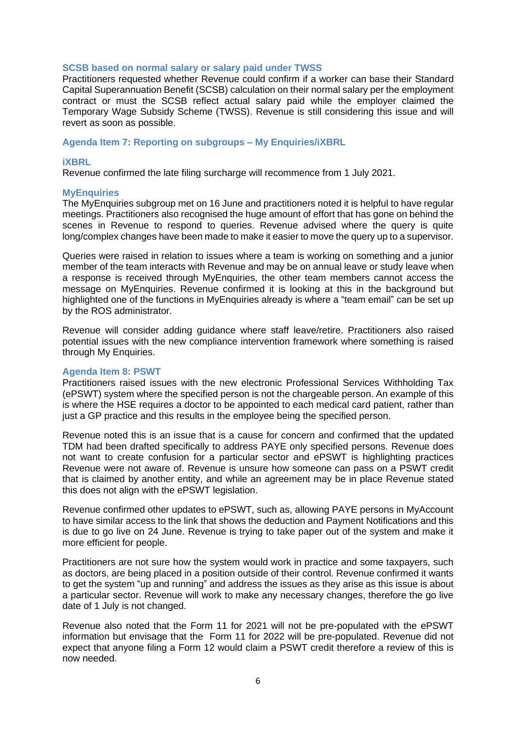### SCSB based on normal salary or salary paid under TWSS

Practitioners requested whether Revenue could confirm if a worker can base their Standard Capital Superannuation Benefit (SCSB) calculation on their normal salary per the employment contract or must the SCSB reflect actual salary paid while the employer claimed the Temporary Wage Subsidy Scheme (TWSS). Revenue is still considering this issue and will revert as soon as possible.

## Agenda Item 7: Reporting on subgroups – My Enquiries/iXBRL

### iXBRL

Revenue confirmed the late filing surcharge will recommence from 1 July 2021.

### MyEnquiries

The MyEnquiries subgroup met on 16 June and practitioners noted it is helpful to have regular meetings. Practitioners also recognised the huge amount of effort that has gone on behind the scenes in Revenue to respond to queries. Revenue advised where the query is quite long/complex changes have been made to make it easier to move the query up to a supervisor.

Queries were raised in relation to issues where a team is working on something and a junior member of the team interacts with Revenue and may be on annual leave or study leave when a response is received through MyEnquiries, the other team members cannot access the message on MyEnquiries. Revenue confirmed it is looking at this in the background but highlighted one of the functions in MyEnquiries already is where a "team email" can be set up by the ROS administrator.

Revenue will consider adding guidance where staff leave/retire. Practitioners also raised potential issues with the new compliance intervention framework where something is raised through My Enquiries.

## Agenda Item 8: PSWT

Practitioners raised issues with the new electronic Professional Services Withholding Tax (ePSWT) system where the specified person is not the chargeable person. An example of this is where the HSE requires a doctor to be appointed to each medical card patient, rather than just a GP practice and this results in the employee being the specified person.

Revenue noted this is an issue that is a cause for concern and confirmed that the updated TDM had been drafted specifically to address PAYE only specified persons. Revenue does not want to create confusion for a particular sector and ePSWT is highlighting practices Revenue were not aware of. Revenue is unsure how someone can pass on a PSWT credit that is claimed by another entity, and while an agreement may be in place Revenue stated this does not align with the ePSWT legislation.

Revenue confirmed other updates to ePSWT, such as, allowing PAYE persons in MyAccount to have similar access to the link that shows the deduction and Payment Notifications and this is due to go live on 24 June. Revenue is trying to take paper out of the system and make it more efficient for people.

Practitioners are not sure how the system would work in practice and some taxpayers, such as doctors, are being placed in a position outside of their control. Revenue confirmed it wants to get the system "up and running" and address the issues as they arise as this issue is about a particular sector. Revenue will work to make any necessary changes, therefore the go live date of 1 July is not changed.

Revenue also noted that the Form 11 for 2021 will not be pre-populated with the ePSWT information but envisage that the Form 11 for 2022 will be pre-populated. Revenue did not expect that anyone filing a Form 12 would claim a PSWT credit therefore a review of this is now needed.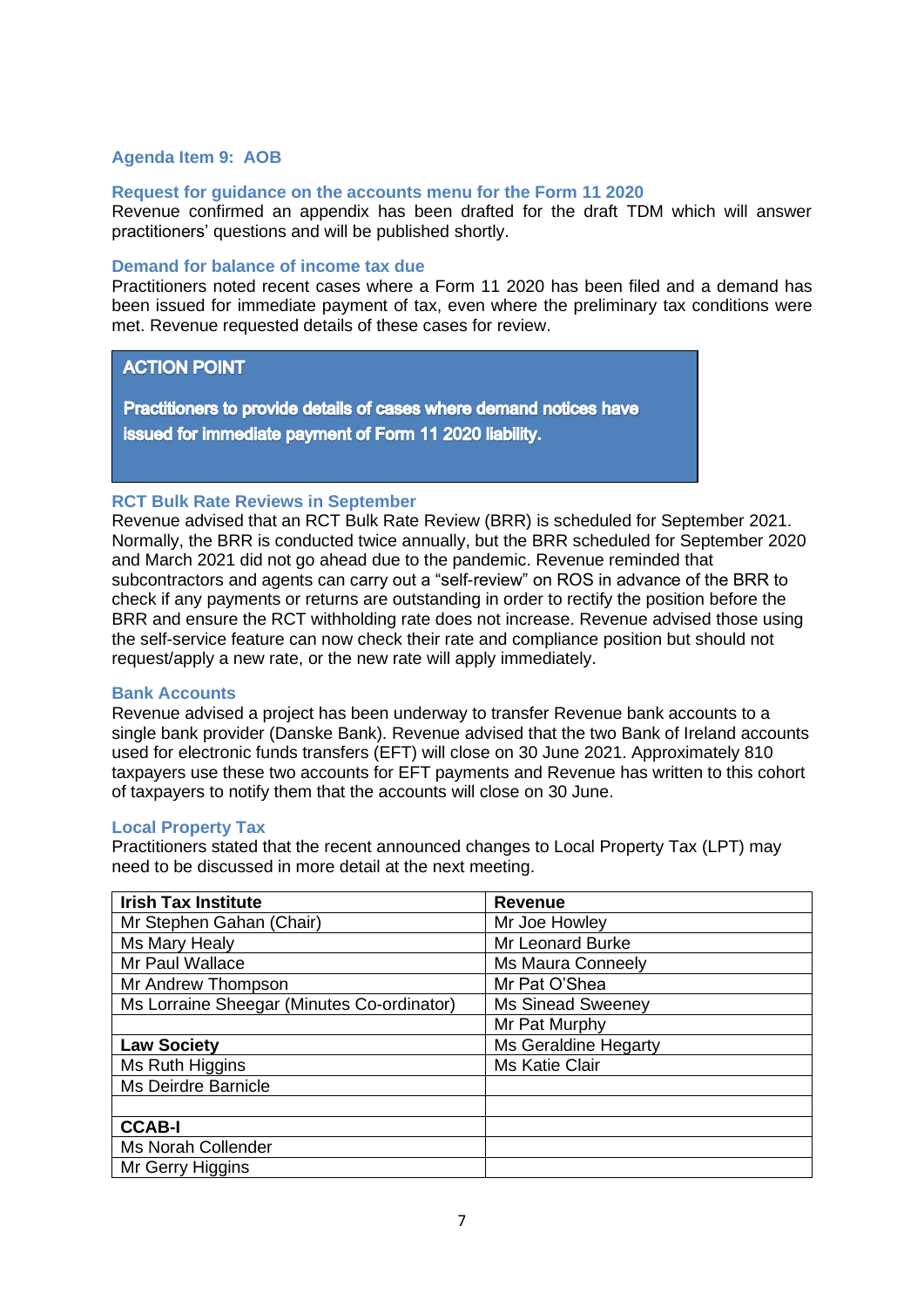## Agenda Item 9: AOB

### Request for guidance on the accounts menu for the Form 11 2020

Revenue confirmed an appendix has been drafted for the draft TDM which will answer practitioners' questions and will be published shortly.

### Demand for balance of income tax due

Practitioners noted recent cases where a Form 11 2020 has been filed and a demand has been issued for immediate payment of tax, even where the preliminary tax conditions were met. Revenue requested details of these cases for review.

> **ACTION POINT**
>
> **Practitioners to provide details of cases where demand notices have issued for immediate payment of Form 11 2020 liability.**

### RCT Bulk Rate Reviews in September

Revenue advised that an RCT Bulk Rate Review (BRR) is scheduled for September 2021. Normally, the BRR is conducted twice annually, but the BRR scheduled for September 2020 and March 2021 did not go ahead due to the pandemic. Revenue reminded that subcontractors and agents can carry out a "self-review" on ROS in advance of the BRR to check if any payments or returns are outstanding in order to rectify the position before the BRR and ensure the RCT withholding rate does not increase. Revenue advised those using the self-service feature can now check their rate and compliance position but should not request/apply a new rate, or the new rate will apply immediately.

### Bank Accounts

Revenue advised a project has been underway to transfer Revenue bank accounts to a single bank provider (Danske Bank). Revenue advised that the two Bank of Ireland accounts used for electronic funds transfers (EFT) will close on 30 June 2021. Approximately 810 taxpayers use these two accounts for EFT payments and Revenue has written to this cohort of taxpayers to notify them that the accounts will close on 30 June.

### Local Property Tax

Practitioners stated that the recent announced changes to Local Property Tax (LPT) may need to be discussed in more detail at the next meeting.

| **Irish Tax Institute** | **Revenue** |
|---|---|
| Mr Stephen Gahan (Chair) | Mr Joe Howley |
| Ms Mary Healy | Mr Leonard Burke |
| Mr Paul Wallace | Ms Maura Conneely |
| Mr Andrew Thompson | Mr Pat O'Shea |
| Ms Lorraine Sheegar (Minutes Co-ordinator) | Ms Sinead Sweeney |
| | Mr Pat Murphy |
| **Law Society** | Ms Geraldine Hegarty |
| Ms Ruth Higgins | Ms Katie Clair |
| Ms Deirdre Barnicle | |
| | |
| **CCAB-I** | |
| Ms Norah Collender | |
| Mr Gerry Higgins | |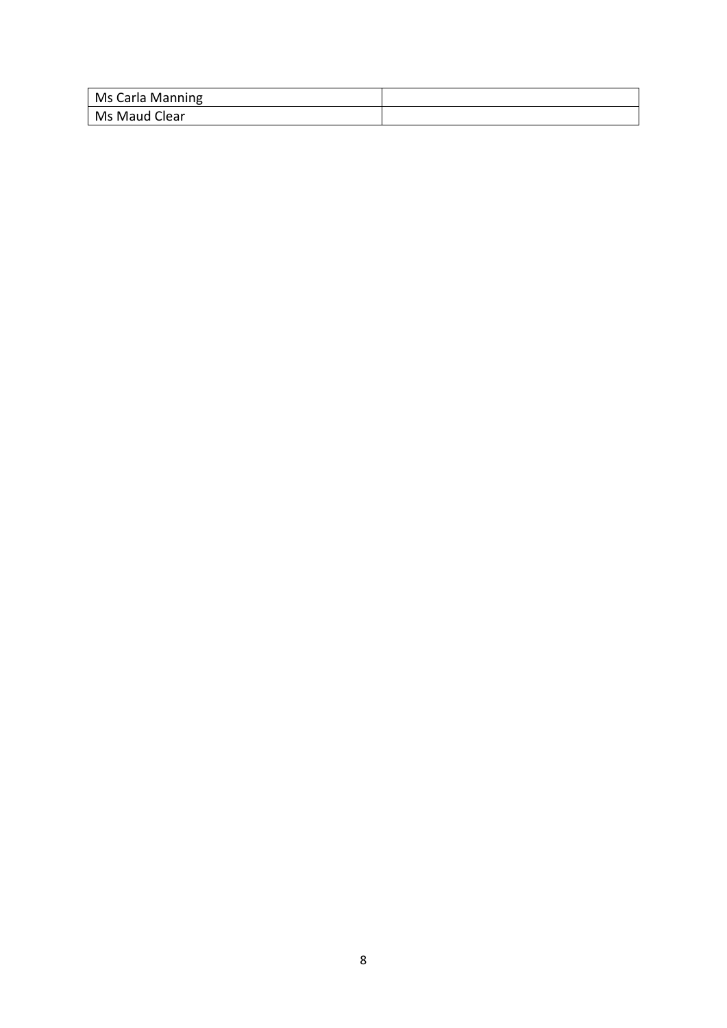| | |
|---|---|
| Ms Carla Manning | |
| Ms Maud Clear | |